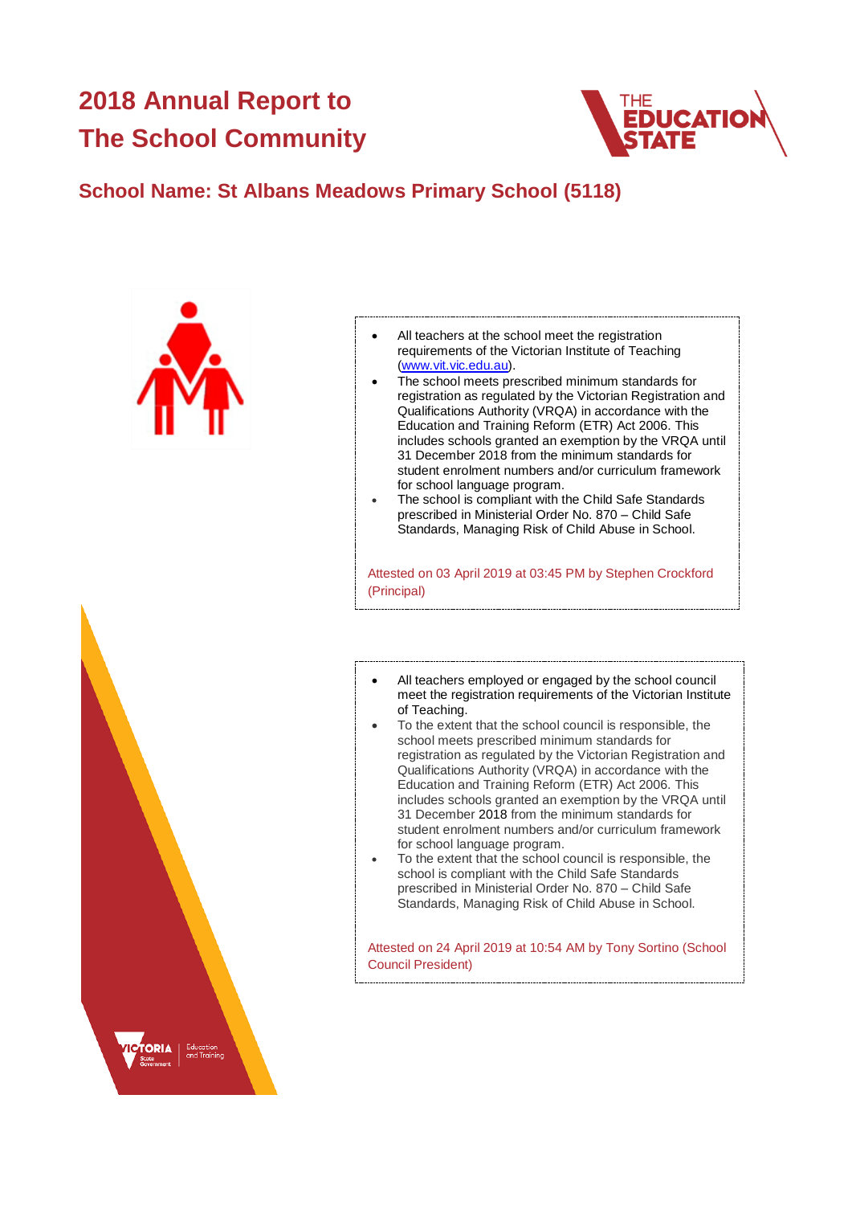# 2018 Annual Report to The School Community

## School Name: St Albans Meadows Primary School (5118)

- All teachers at the school meet the registration requirements of the Victorian Institute of Teaching (www.vit.vic.edu.au).
- The school meets prescribed minimum standards for registration as regulated by the Victorian Registration and Qualifications Authority (VRQA) in accordance with the Education and Training Reform (ETR) Act 2006. This includes schools granted an exemption by the VRQA until 31 December 2018 from the minimum standards for student enrolment numbers and/or curriculum framework for school language program.
- The school is compliant with the Child Safe Standards prescribed in Ministerial Order No. 870 – Child Safe Standards, Managing Risk of Child Abuse in School.

Attested on 03 April 2019 at 03:45 PM by Stephen Crockford (Principal)

- All teachers employed or engaged by the school council meet the registration requirements of the Victorian Institute of Teaching.
- To the extent that the school council is responsible, the school meets prescribed minimum standards for registration as regulated by the Victorian Registration and Qualifications Authority (VRQA) in accordance with the Education and Training Reform (ETR) Act 2006. This includes schools granted an exemption by the VRQA until 31 December 2018 from the minimum standards for student enrolment numbers and/or curriculum framework for school language program.
- To the extent that the school council is responsible, the school is compliant with the Child Safe Standards prescribed in Ministerial Order No. 870 – Child Safe Standards, Managing Risk of Child Abuse in School.

Attested on 24 April 2019 at 10:54 AM by Tony Sortino (School Council President)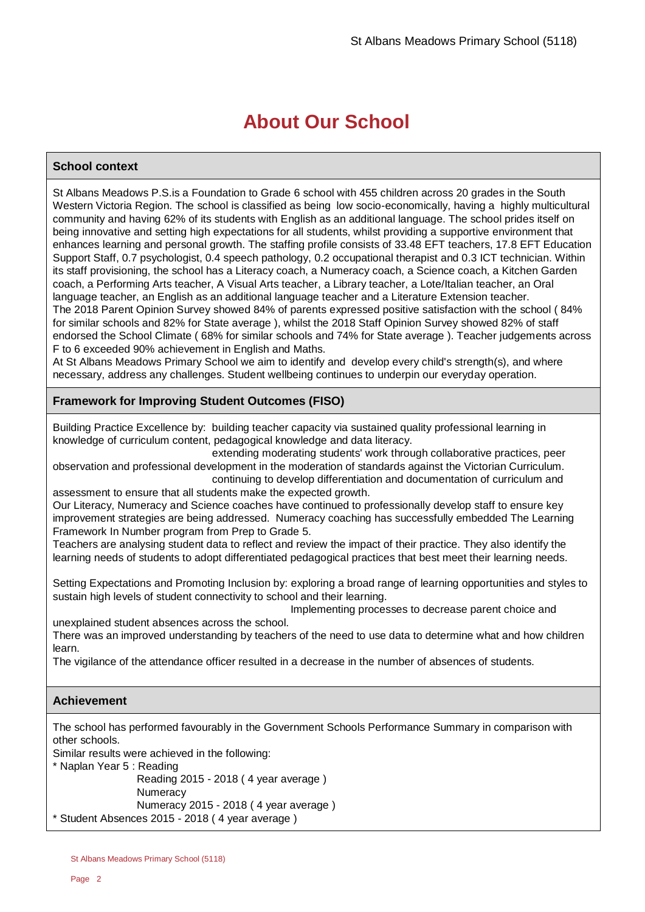# About Our School

## School context

St Albans Meadows P.S.is a Foundation to Grade 6 school with 455 children across 20 grades in the South Western Victoria Region. The school is classified as being low socio-economically, having a highly multicultural community and having 62% of its students with English as an additional language. The school prides itself on being innovative and setting high expectations for all students, whilst providing a supportive environment that enhances learning and personal growth. The staffing profile consists of 33.48 EFT teachers, 17.8 EFT Education Support Staff, 0.7 psychologist, 0.4 speech pathology, 0.2 occupational therapist and 0.3 ICT technician. Within its staff provisioning, the school has a Literacy coach, a Numeracy coach, a Science coach, a Kitchen Garden coach, a Performing Arts teacher, A Visual Arts teacher, a Library teacher, a Lote/Italian teacher, an Oral language teacher, an English as an additional language teacher and a Literature Extension teacher.
The 2018 Parent Opinion Survey showed 84% of parents expressed positive satisfaction with the school ( 84% for similar schools and 82% for State average ), whilst the 2018 Staff Opinion Survey showed 82% of staff endorsed the School Climate ( 68% for similar schools and 74% for State average ). Teacher judgements across F to 6 exceeded 90% achievement in English and Maths.
At St Albans Meadows Primary School we aim to identify and develop every child's strength(s), and where necessary, address any challenges. Student wellbeing continues to underpin our everyday operation.

## Framework for Improving Student Outcomes (FISO)

Building Practice Excellence by: building teacher capacity via sustained quality professional learning in knowledge of curriculum content, pedagogical knowledge and data literacy.
extending moderating students' work through collaborative practices, peer observation and professional development in the moderation of standards against the Victorian Curriculum.
continuing to develop differentiation and documentation of curriculum and assessment to ensure that all students make the expected growth.
Our Literacy, Numeracy and Science coaches have continued to professionally develop staff to ensure key improvement strategies are being addressed. Numeracy coaching has successfully embedded The Learning Framework In Number program from Prep to Grade 5.
Teachers are analysing student data to reflect and review the impact of their practice. They also identify the learning needs of students to adopt differentiated pedagogical practices that best meet their learning needs.

Setting Expectations and Promoting Inclusion by: exploring a broad range of learning opportunities and styles to sustain high levels of student connectivity to school and their learning.
Implementing processes to decrease parent choice and unexplained student absences across the school.
There was an improved understanding by teachers of the need to use data to determine what and how children learn.
The vigilance of the attendance officer resulted in a decrease in the number of absences of students.

## Achievement

The school has performed favourably in the Government Schools Performance Summary in comparison with other schools.
Similar results were achieved in the following:

* Naplan Year 5 : Reading
  Reading 2015 - 2018 ( 4 year average )
  Numeracy
  Numeracy 2015 - 2018 ( 4 year average )
* Student Absences 2015 - 2018 ( 4 year average )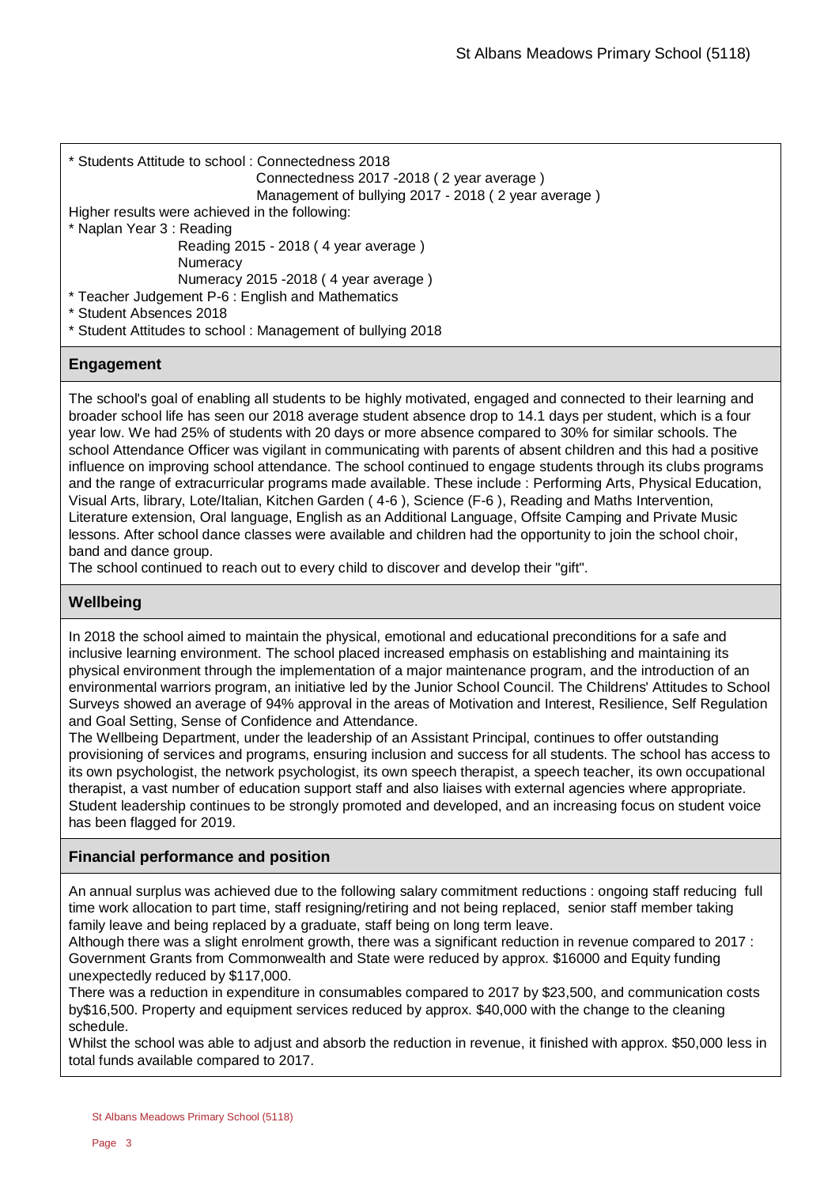* Students Attitude to school : Connectedness 2018
  Connectedness 2017 -2018 ( 2 year average )
  Management of bullying 2017 - 2018 ( 2 year average )

Higher results were achieved in the following:

* Naplan Year 3 : Reading
  Reading 2015 - 2018 ( 4 year average )
  Numeracy
  Numeracy 2015 -2018 ( 4 year average )
* Teacher Judgement P-6 : English and Mathematics
* Student Absences 2018
* Student Attitudes to school : Management of bullying 2018

## Engagement

The school's goal of enabling all students to be highly motivated, engaged and connected to their learning and broader school life has seen our 2018 average student absence drop to 14.1 days per student, which is a four year low. We had 25% of students with 20 days or more absence compared to 30% for similar schools. The school Attendance Officer was vigilant in communicating with parents of absent children and this had a positive influence on improving school attendance. The school continued to engage students through its clubs programs and the range of extracurricular programs made available. These include : Performing Arts, Physical Education, Visual Arts, library, Lote/Italian, Kitchen Garden ( 4-6 ), Science (F-6 ), Reading and Maths Intervention, Literature extension, Oral language, English as an Additional Language, Offsite Camping and Private Music lessons. After school dance classes were available and children had the opportunity to join the school choir, band and dance group.

The school continued to reach out to every child to discover and develop their "gift".

## Wellbeing

In 2018 the school aimed to maintain the physical, emotional and educational preconditions for a safe and inclusive learning environment. The school placed increased emphasis on establishing and maintaining its physical environment through the implementation of a major maintenance program, and the introduction of an environmental warriors program, an initiative led by the Junior School Council. The Childrens' Attitudes to School Surveys showed an average of 94% approval in the areas of Motivation and Interest, Resilience, Self Regulation and Goal Setting, Sense of Confidence and Attendance.

The Wellbeing Department, under the leadership of an Assistant Principal, continues to offer outstanding provisioning of services and programs, ensuring inclusion and success for all students. The school has access to its own psychologist, the network psychologist, its own speech therapist, a speech teacher, its own occupational therapist, a vast number of education support staff and also liaises with external agencies where appropriate. Student leadership continues to be strongly promoted and developed, and an increasing focus on student voice has been flagged for 2019.

## Financial performance and position

An annual surplus was achieved due to the following salary commitment reductions : ongoing staff reducing full time work allocation to part time, staff resigning/retiring and not being replaced, senior staff member taking family leave and being replaced by a graduate, staff being on long term leave.

Although there was a slight enrolment growth, there was a significant reduction in revenue compared to 2017 : Government Grants from Commonwealth and State were reduced by approx. $16000 and Equity funding unexpectedly reduced by $117,000.

There was a reduction in expenditure in consumables compared to 2017 by $23,500, and communication costs by$16,500. Property and equipment services reduced by approx. $40,000 with the change to the cleaning schedule.

Whilst the school was able to adjust and absorb the reduction in revenue, it finished with approx. $50,000 less in total funds available compared to 2017.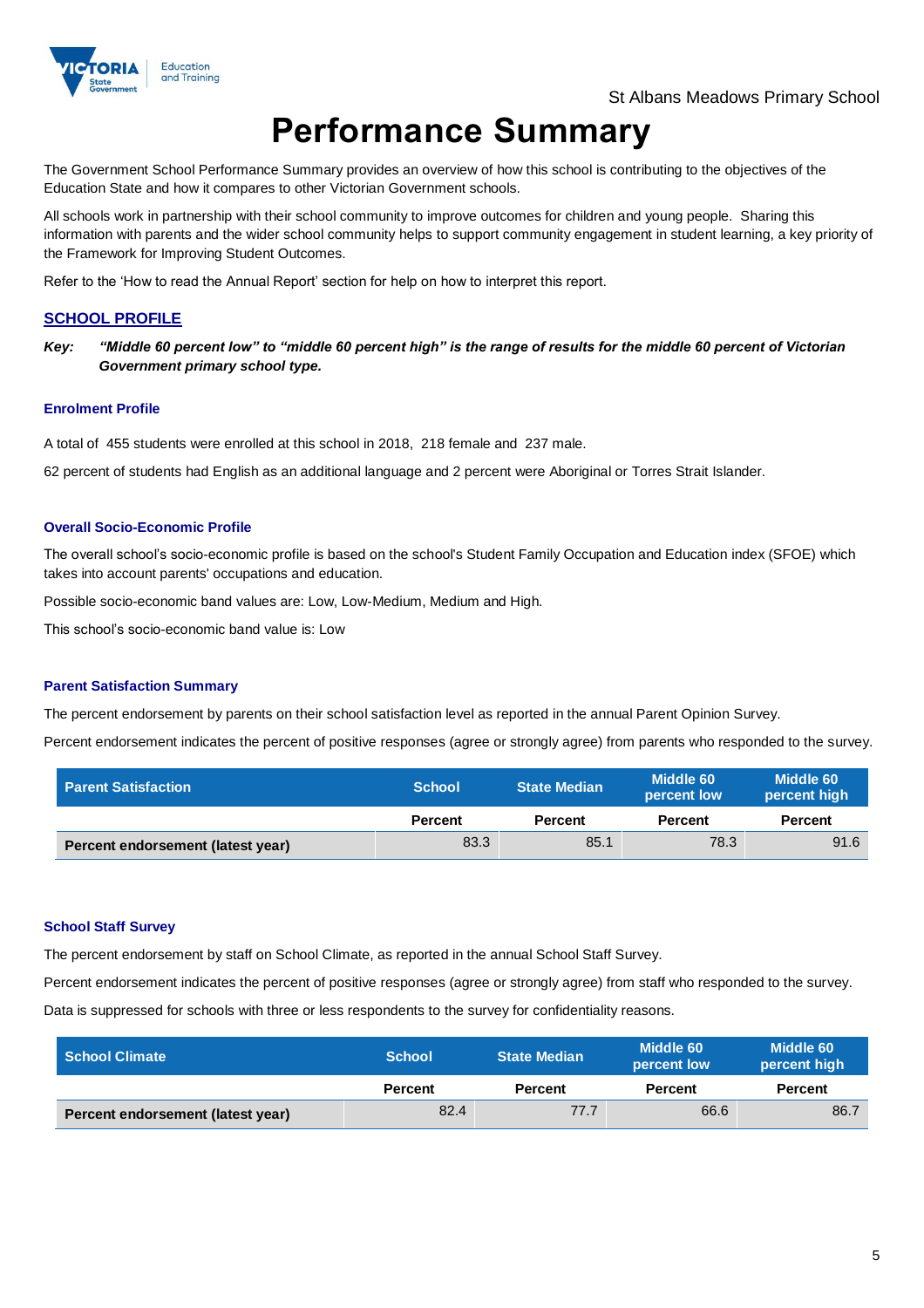St Albans Meadows Primary School

# Performance Summary

The Government School Performance Summary provides an overview of how this school is contributing to the objectives of the Education State and how it compares to other Victorian Government schools.

All schools work in partnership with their school community to improve outcomes for children and young people. Sharing this information with parents and the wider school community helps to support community engagement in student learning, a key priority of the Framework for Improving Student Outcomes.

Refer to the 'How to read the Annual Report' section for help on how to interpret this report.

## SCHOOL PROFILE

***Key:*** ***"Middle 60 percent low" to "middle 60 percent high" is the range of results for the middle 60 percent of Victorian Government primary school type.***

### Enrolment Profile

A total of 455 students were enrolled at this school in 2018, 218 female and 237 male.

62 percent of students had English as an additional language and 2 percent were Aboriginal or Torres Strait Islander.

### Overall Socio-Economic Profile

The overall school's socio-economic profile is based on the school's Student Family Occupation and Education index (SFOE) which takes into account parents' occupations and education.

Possible socio-economic band values are: Low, Low-Medium, Medium and High.

This school's socio-economic band value is: Low

### Parent Satisfaction Summary

The percent endorsement by parents on their school satisfaction level as reported in the annual Parent Opinion Survey.

Percent endorsement indicates the percent of positive responses (agree or strongly agree) from parents who responded to the survey.

| Parent Satisfaction | School | State Median | Middle 60 percent low | Middle 60 percent high |
|---|---|---|---|---|
| | Percent | Percent | Percent | Percent |
| **Percent endorsement (latest year)** | 83.3 | 85.1 | 78.3 | 91.6 |

### School Staff Survey

The percent endorsement by staff on School Climate, as reported in the annual School Staff Survey.

Percent endorsement indicates the percent of positive responses (agree or strongly agree) from staff who responded to the survey.

Data is suppressed for schools with three or less respondents to the survey for confidentiality reasons.

| School Climate | School | State Median | Middle 60 percent low | Middle 60 percent high |
|---|---|---|---|---|
| | Percent | Percent | Percent | Percent |
| **Percent endorsement (latest year)** | 82.4 | 77.7 | 66.6 | 86.7 |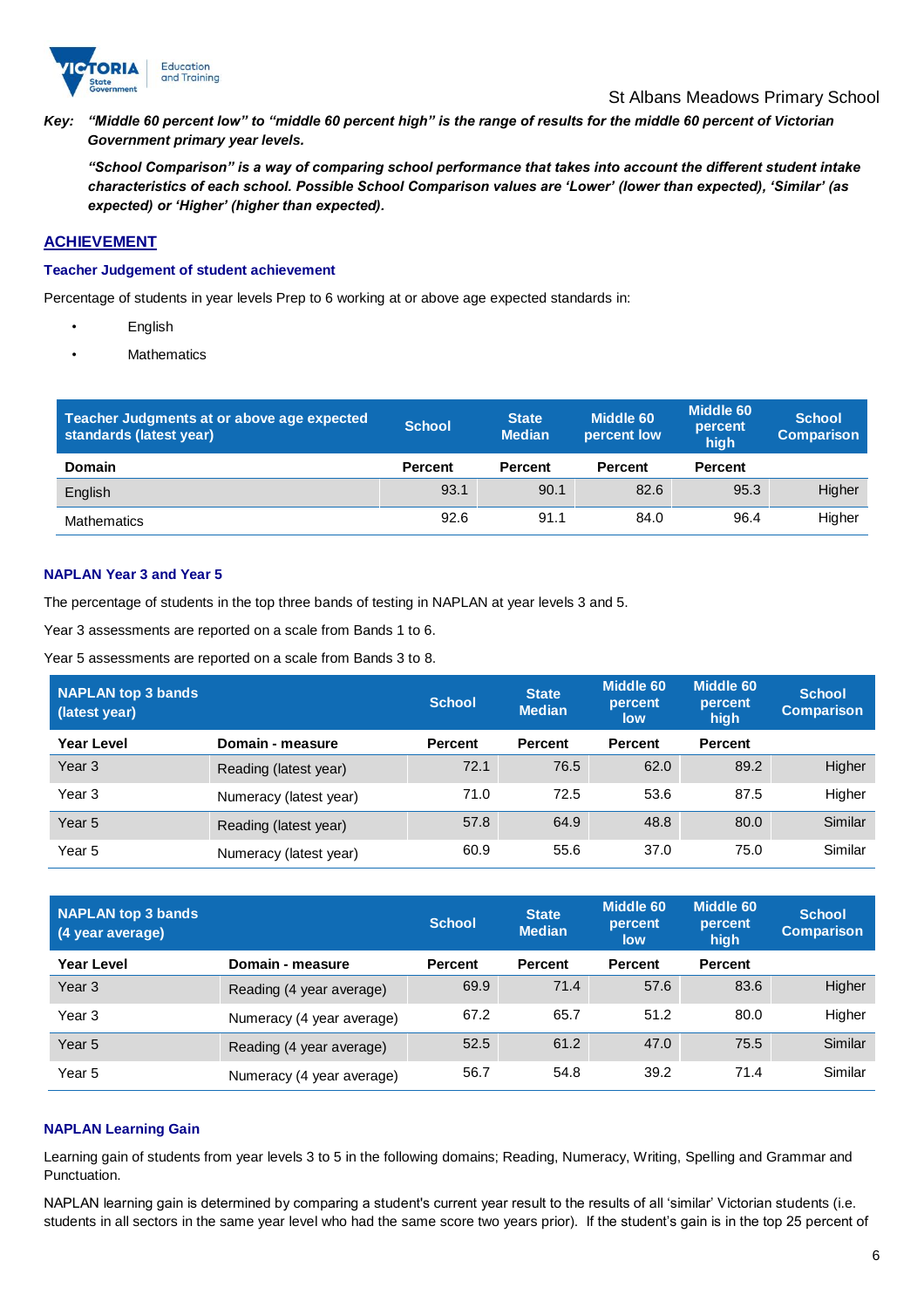***Key:*** ***"Middle 60 percent low" to "middle 60 percent high" is the range of results for the middle 60 percent of Victorian Government primary year levels.***

***"School Comparison" is a way of comparing school performance that takes into account the different student intake characteristics of each school. Possible School Comparison values are 'Lower' (lower than expected), 'Similar' (as expected) or 'Higher' (higher than expected).***

## ACHIEVEMENT

### Teacher Judgement of student achievement

Percentage of students in year levels Prep to 6 working at or above age expected standards in:

- English
- Mathematics

| Teacher Judgments at or above age expected standards (latest year) | School | State Median | Middle 60 percent low | Middle 60 percent high | School Comparison |
|---|---|---|---|---|---|
| **Domain** | **Percent** | **Percent** | **Percent** | **Percent** | |
| English | 93.1 | 90.1 | 82.6 | 95.3 | Higher |
| Mathematics | 92.6 | 91.1 | 84.0 | 96.4 | Higher |

### NAPLAN Year 3 and Year 5

The percentage of students in the top three bands of testing in NAPLAN at year levels 3 and 5.

Year 3 assessments are reported on a scale from Bands 1 to 6.

Year 5 assessments are reported on a scale from Bands 3 to 8.

| NAPLAN top 3 bands (latest year) | | School | State Median | Middle 60 percent low | Middle 60 percent high | School Comparison |
|---|---|---|---|---|---|---|
| **Year Level** | **Domain - measure** | **Percent** | **Percent** | **Percent** | **Percent** | |
| Year 3 | Reading (latest year) | 72.1 | 76.5 | 62.0 | 89.2 | Higher |
| Year 3 | Numeracy (latest year) | 71.0 | 72.5 | 53.6 | 87.5 | Higher |
| Year 5 | Reading (latest year) | 57.8 | 64.9 | 48.8 | 80.0 | Similar |
| Year 5 | Numeracy (latest year) | 60.9 | 55.6 | 37.0 | 75.0 | Similar |

| NAPLAN top 3 bands (4 year average) | | School | State Median | Middle 60 percent low | Middle 60 percent high | School Comparison |
|---|---|---|---|---|---|---|
| **Year Level** | **Domain - measure** | **Percent** | **Percent** | **Percent** | **Percent** | |
| Year 3 | Reading (4 year average) | 69.9 | 71.4 | 57.6 | 83.6 | Higher |
| Year 3 | Numeracy (4 year average) | 67.2 | 65.7 | 51.2 | 80.0 | Higher |
| Year 5 | Reading (4 year average) | 52.5 | 61.2 | 47.0 | 75.5 | Similar |
| Year 5 | Numeracy (4 year average) | 56.7 | 54.8 | 39.2 | 71.4 | Similar |

### NAPLAN Learning Gain

Learning gain of students from year levels 3 to 5 in the following domains; Reading, Numeracy, Writing, Spelling and Grammar and Punctuation.

NAPLAN learning gain is determined by comparing a student's current year result to the results of all 'similar' Victorian students (i.e. students in all sectors in the same year level who had the same score two years prior). If the student's gain is in the top 25 percent of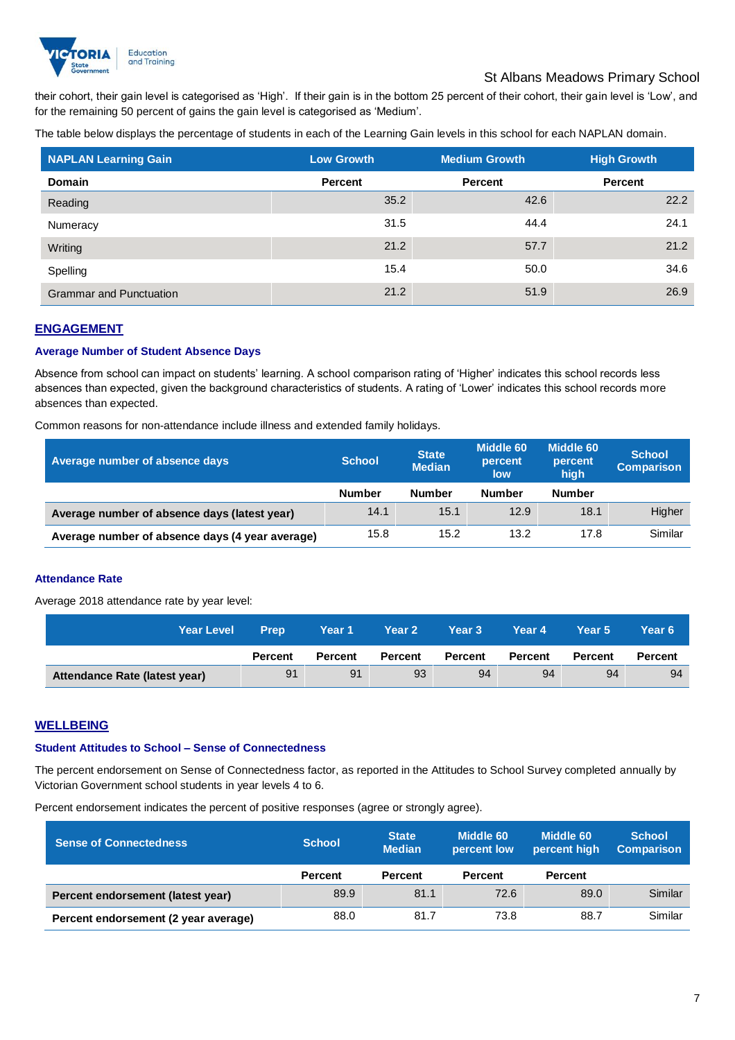their cohort, their gain level is categorised as 'High'. If their gain is in the bottom 25 percent of their cohort, their gain level is 'Low', and for the remaining 50 percent of gains the gain level is categorised as 'Medium'.

The table below displays the percentage of students in each of the Learning Gain levels in this school for each NAPLAN domain.

| NAPLAN Learning Gain | Low Growth | Medium Growth | High Growth |
|---|---|---|---|
| **Domain** | **Percent** | **Percent** | **Percent** |
| Reading | 35.2 | 42.6 | 22.2 |
| Numeracy | 31.5 | 44.4 | 24.1 |
| Writing | 21.2 | 57.7 | 21.2 |
| Spelling | 15.4 | 50.0 | 34.6 |
| Grammar and Punctuation | 21.2 | 51.9 | 26.9 |

## ENGAGEMENT

### Average Number of Student Absence Days

Absence from school can impact on students' learning. A school comparison rating of 'Higher' indicates this school records less absences than expected, given the background characteristics of students. A rating of 'Lower' indicates this school records more absences than expected.

Common reasons for non-attendance include illness and extended family holidays.

| Average number of absence days | School | State Median | Middle 60 percent low | Middle 60 percent high | School Comparison |
|---|---|---|---|---|---|
| | **Number** | **Number** | **Number** | **Number** | |
| **Average number of absence days (latest year)** | 14.1 | 15.1 | 12.9 | 18.1 | Higher |
| **Average number of absence days (4 year average)** | 15.8 | 15.2 | 13.2 | 17.8 | Similar |

### Attendance Rate

Average 2018 attendance rate by year level:

| Year Level | Prep | Year 1 | Year 2 | Year 3 | Year 4 | Year 5 | Year 6 |
|---|---|---|---|---|---|---|---|
| | **Percent** | **Percent** | **Percent** | **Percent** | **Percent** | **Percent** | **Percent** |
| **Attendance Rate (latest year)** | 91 | 91 | 93 | 94 | 94 | 94 | 94 |

## WELLBEING

### Student Attitudes to School – Sense of Connectedness

The percent endorsement on Sense of Connectedness factor, as reported in the Attitudes to School Survey completed annually by Victorian Government school students in year levels 4 to 6.

Percent endorsement indicates the percent of positive responses (agree or strongly agree).

| Sense of Connectedness | School | State Median | Middle 60 percent low | Middle 60 percent high | School Comparison |
|---|---|---|---|---|---|
| | **Percent** | **Percent** | **Percent** | **Percent** | |
| **Percent endorsement (latest year)** | 89.9 | 81.1 | 72.6 | 89.0 | Similar |
| **Percent endorsement (2 year average)** | 88.0 | 81.7 | 73.8 | 88.7 | Similar |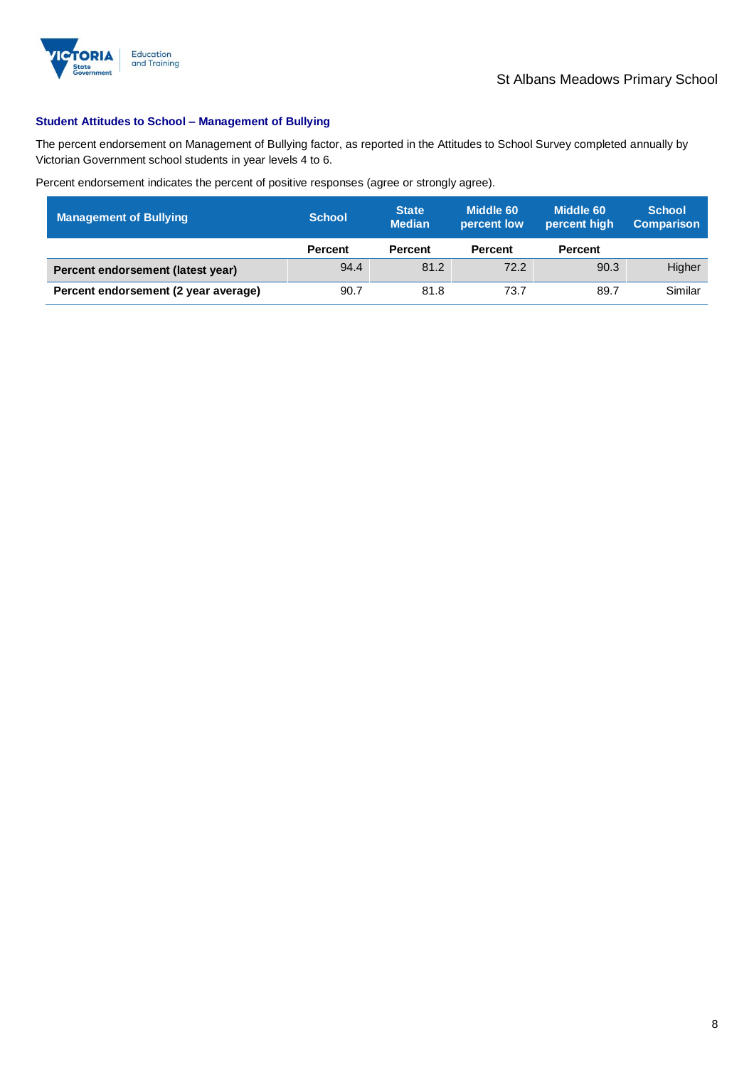### Student Attitudes to School – Management of Bullying

The percent endorsement on Management of Bullying factor, as reported in the Attitudes to School Survey completed annually by Victorian Government school students in year levels 4 to 6.

Percent endorsement indicates the percent of positive responses (agree or strongly agree).

| Management of Bullying | School | State Median | Middle 60 percent low | Middle 60 percent high | School Comparison |
|---|---|---|---|---|---|
| | Percent | Percent | Percent | Percent | |
| Percent endorsement (latest year) | 94.4 | 81.2 | 72.2 | 90.3 | Higher |
| Percent endorsement (2 year average) | 90.7 | 81.8 | 73.7 | 89.7 | Similar |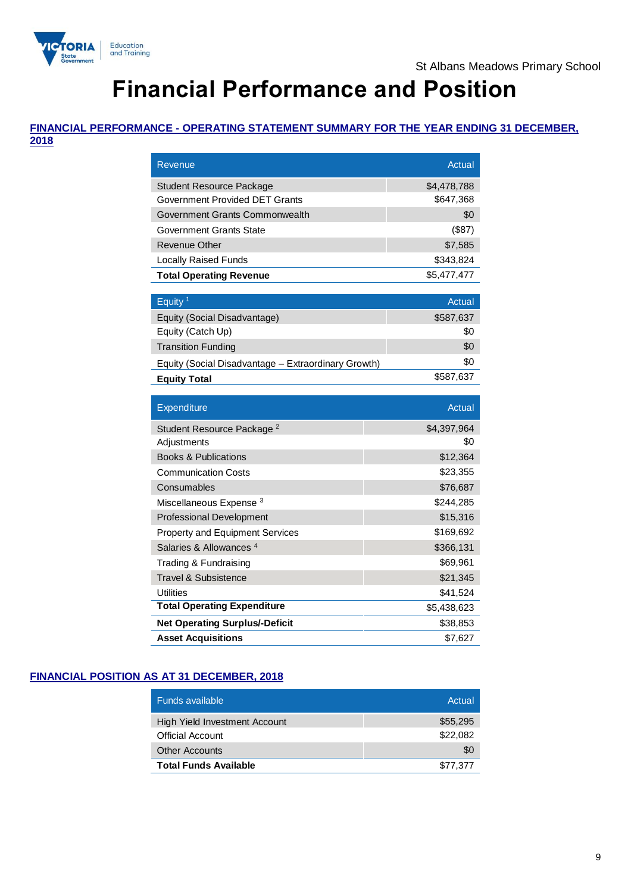St Albans Meadows Primary School

# Financial Performance and Position

## FINANCIAL PERFORMANCE - OPERATING STATEMENT SUMMARY FOR THE YEAR ENDING 31 DECEMBER, 2018

| Revenue | Actual |
|---|---|
| Student Resource Package | $4,478,788 |
| Government Provided DET Grants | $647,368 |
| Government Grants Commonwealth | $0 |
| Government Grants State | ($87) |
| Revenue Other | $7,585 |
| Locally Raised Funds | $343,824 |
| **Total Operating Revenue** | $5,477,477 |

| Equity [1] | Actual |
|---|---|
| Equity (Social Disadvantage) | $587,637 |
| Equity (Catch Up) | $0 |
| Transition Funding | $0 |
| Equity (Social Disadvantage – Extraordinary Growth) | $0 |
| **Equity Total** | $587,637 |

| Expenditure | Actual |
|---|---|
| Student Resource Package [2] | $4,397,964 |
| Adjustments | $0 |
| Books & Publications | $12,364 |
| Communication Costs | $23,355 |
| Consumables | $76,687 |
| Miscellaneous Expense [3] | $244,285 |
| Professional Development | $15,316 |
| Property and Equipment Services | $169,692 |
| Salaries & Allowances [4] | $366,131 |
| Trading & Fundraising | $69,961 |
| Travel & Subsistence | $21,345 |
| Utilities | $41,524 |
| **Total Operating Expenditure** | $5,438,623 |
| **Net Operating Surplus/-Deficit** | $38,853 |
| **Asset Acquisitions** | $7,627 |

## FINANCIAL POSITION AS AT 31 DECEMBER, 2018

| Funds available | Actual |
|---|---|
| High Yield Investment Account | $55,295 |
| Official Account | $22,082 |
| Other Accounts | $0 |
| **Total Funds Available** | $77,377 |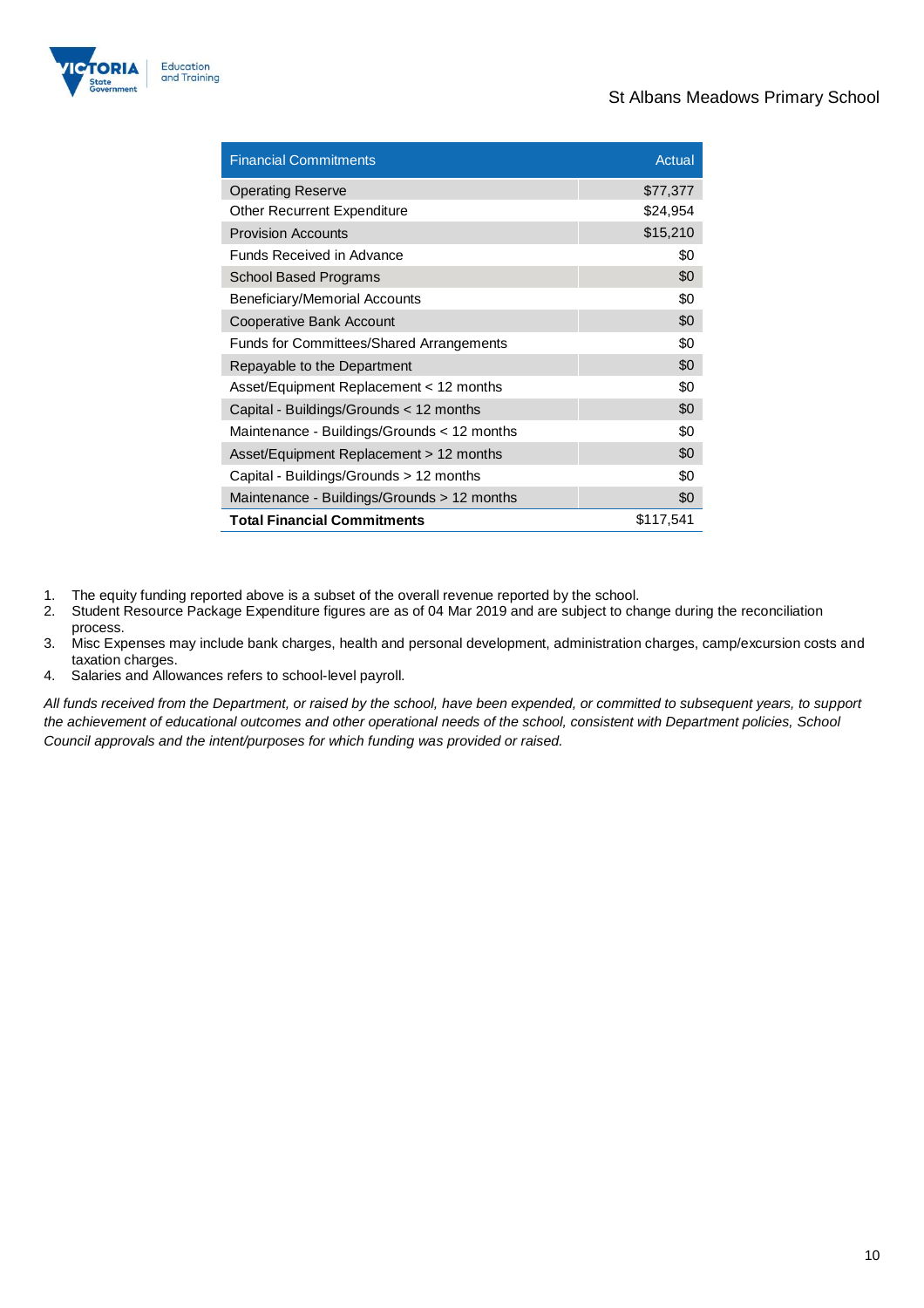| Financial Commitments | Actual |
|---|---|
| Operating Reserve | $77,377 |
| Other Recurrent Expenditure | $24,954 |
| Provision Accounts | $15,210 |
| Funds Received in Advance | $0 |
| School Based Programs | $0 |
| Beneficiary/Memorial Accounts | $0 |
| Cooperative Bank Account | $0 |
| Funds for Committees/Shared Arrangements | $0 |
| Repayable to the Department | $0 |
| Asset/Equipment Replacement < 12 months | $0 |
| Capital - Buildings/Grounds < 12 months | $0 |
| Maintenance - Buildings/Grounds < 12 months | $0 |
| Asset/Equipment Replacement > 12 months | $0 |
| Capital - Buildings/Grounds > 12 months | $0 |
| Maintenance - Buildings/Grounds > 12 months | $0 |
| **Total Financial Commitments** | $117,541 |

1. The equity funding reported above is a subset of the overall revenue reported by the school.
2. Student Resource Package Expenditure figures are as of 04 Mar 2019 and are subject to change during the reconciliation process.
3. Misc Expenses may include bank charges, health and personal development, administration charges, camp/excursion costs and taxation charges.
4. Salaries and Allowances refers to school-level payroll.

*All funds received from the Department, or raised by the school, have been expended, or committed to subsequent years, to support the achievement of educational outcomes and other operational needs of the school, consistent with Department policies, School Council approvals and the intent/purposes for which funding was provided or raised.*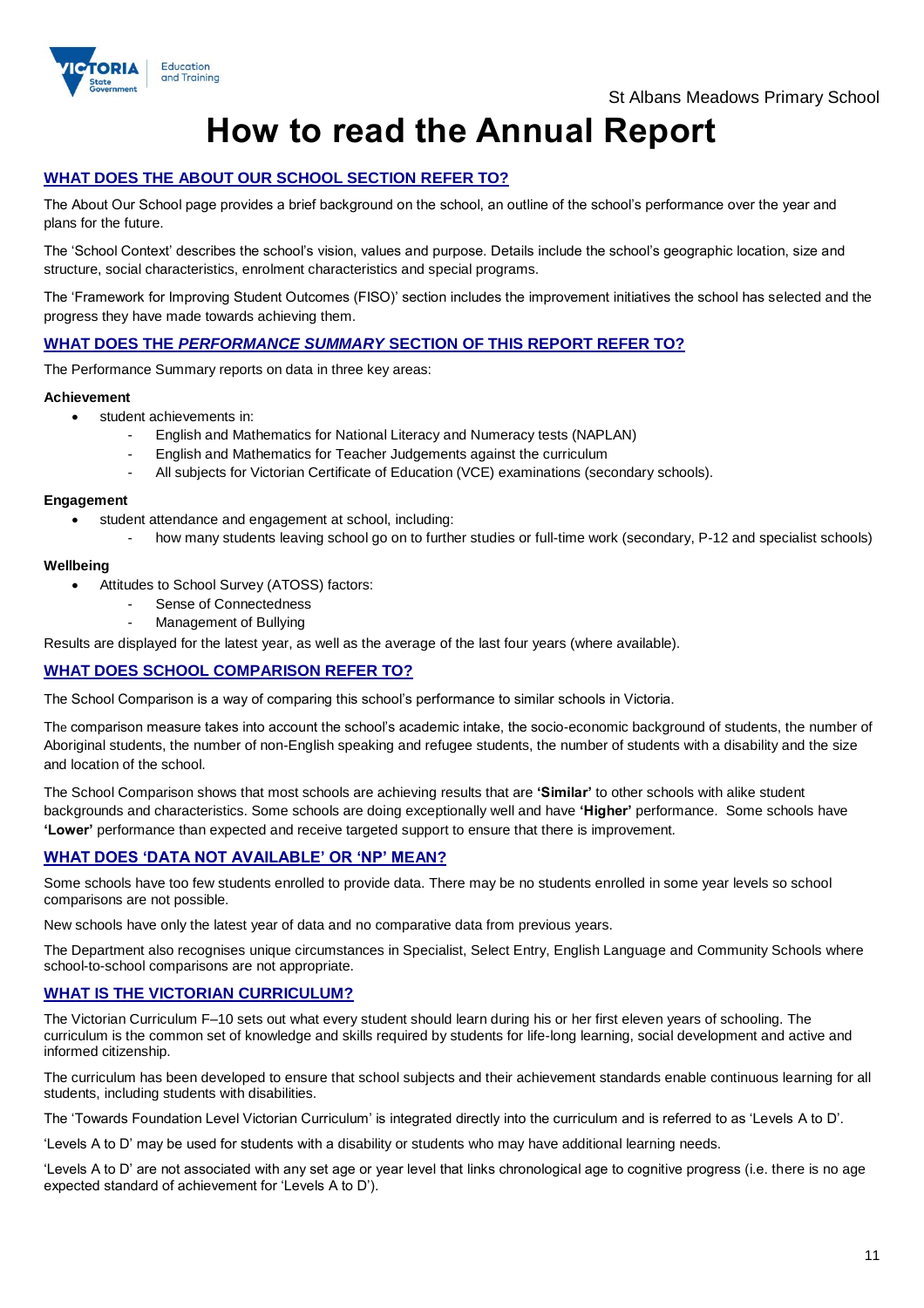# How to read the Annual Report

## WHAT DOES THE ABOUT OUR SCHOOL SECTION REFER TO?

The About Our School page provides a brief background on the school, an outline of the school's performance over the year and plans for the future.

The 'School Context' describes the school's vision, values and purpose. Details include the school's geographic location, size and structure, social characteristics, enrolment characteristics and special programs.

The 'Framework for Improving Student Outcomes (FISO)' section includes the improvement initiatives the school has selected and the progress they have made towards achieving them.

## WHAT DOES THE *PERFORMANCE SUMMARY* SECTION OF THIS REPORT REFER TO?

The Performance Summary reports on data in three key areas:

**Achievement**

- student achievements in:
  - English and Mathematics for National Literacy and Numeracy tests (NAPLAN)
  - English and Mathematics for Teacher Judgements against the curriculum
  - All subjects for Victorian Certificate of Education (VCE) examinations (secondary schools).

**Engagement**

- student attendance and engagement at school, including:
  - how many students leaving school go on to further studies or full-time work (secondary, P-12 and specialist schools)

**Wellbeing**

- Attitudes to School Survey (ATOSS) factors:
  - Sense of Connectedness
  - Management of Bullying

Results are displayed for the latest year, as well as the average of the last four years (where available).

## WHAT DOES SCHOOL COMPARISON REFER TO?

The School Comparison is a way of comparing this school's performance to similar schools in Victoria.

The comparison measure takes into account the school's academic intake, the socio-economic background of students, the number of Aboriginal students, the number of non-English speaking and refugee students, the number of students with a disability and the size and location of the school.

The School Comparison shows that most schools are achieving results that are **'Similar'** to other schools with alike student backgrounds and characteristics. Some schools are doing exceptionally well and have **'Higher'** performance. Some schools have **'Lower'** performance than expected and receive targeted support to ensure that there is improvement.

## WHAT DOES 'DATA NOT AVAILABLE' OR 'NP' MEAN?

Some schools have too few students enrolled to provide data. There may be no students enrolled in some year levels so school comparisons are not possible.

New schools have only the latest year of data and no comparative data from previous years.

The Department also recognises unique circumstances in Specialist, Select Entry, English Language and Community Schools where school-to-school comparisons are not appropriate.

## WHAT IS THE VICTORIAN CURRICULUM?

The Victorian Curriculum F–10 sets out what every student should learn during his or her first eleven years of schooling. The curriculum is the common set of knowledge and skills required by students for life-long learning, social development and active and informed citizenship.

The curriculum has been developed to ensure that school subjects and their achievement standards enable continuous learning for all students, including students with disabilities.

The 'Towards Foundation Level Victorian Curriculum' is integrated directly into the curriculum and is referred to as 'Levels A to D'.

'Levels A to D' may be used for students with a disability or students who may have additional learning needs.

'Levels A to D' are not associated with any set age or year level that links chronological age to cognitive progress (i.e. there is no age expected standard of achievement for 'Levels A to D').